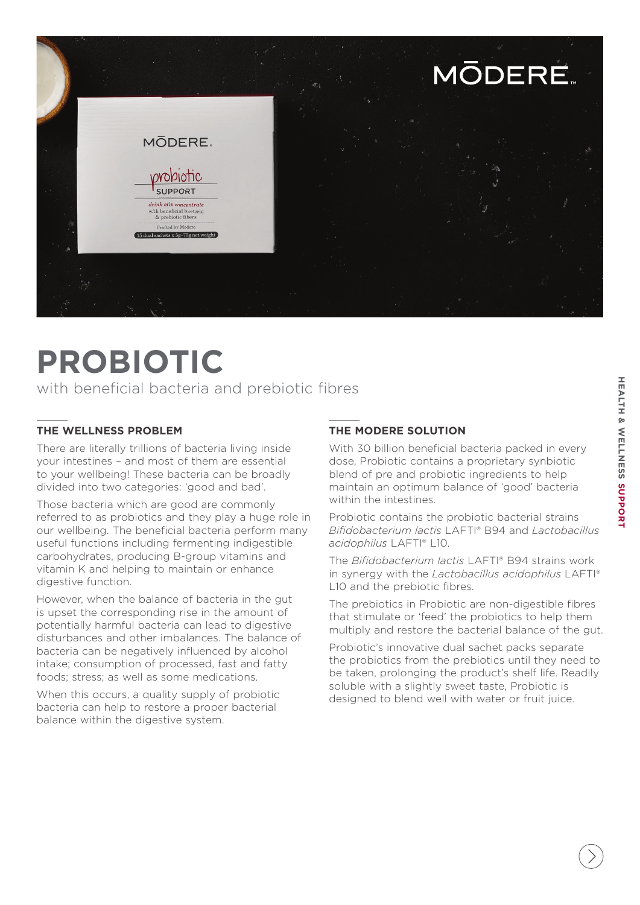# PROBIOTIC

with beneficial bacteria and prebiotic fibres

## THE WELLNESS PROBLEM

There are literally trillions of bacteria living inside your intestines – and most of them are essential to your wellbeing! These bacteria can be broadly divided into two categories: 'good and bad'.

Those bacteria which are good are commonly referred to as probiotics and they play a huge role in our wellbeing. The beneficial bacteria perform many useful functions including fermenting indigestible carbohydrates, producing B-group vitamins and vitamin K and helping to maintain or enhance digestive function.

However, when the balance of bacteria in the gut is upset the corresponding rise in the amount of potentially harmful bacteria can lead to digestive disturbances and other imbalances. The balance of bacteria can be negatively influenced by alcohol intake; consumption of processed, fast and fatty foods; stress; as well as some medications.

When this occurs, a quality supply of probiotic bacteria can help to restore a proper bacterial balance within the digestive system.

## THE MODERE SOLUTION

With 30 billion beneficial bacteria packed in every dose, Probiotic contains a proprietary synbiotic blend of pre and probiotic ingredients to help maintain an optimum balance of 'good' bacteria within the intestines.

Probiotic contains the probiotic bacterial strains *Bifidobacterium lactis* LAFTI® B94 and *Lactobacillus acidophilus* LAFTI® L10.

The *Bifidobacterium lactis* LAFTI® B94 strains work in synergy with the *Lactobacillus acidophilus* LAFTI® L10 and the prebiotic fibres.

The prebiotics in Probiotic are non-digestible fibres that stimulate or 'feed' the probiotics to help them multiply and restore the bacterial balance of the gut.

Probiotic's innovative dual sachet packs separate the probiotics from the prebiotics until they need to be taken, prolonging the product's shelf life. Readily soluble with a slightly sweet taste, Probiotic is designed to blend well with water or fruit juice.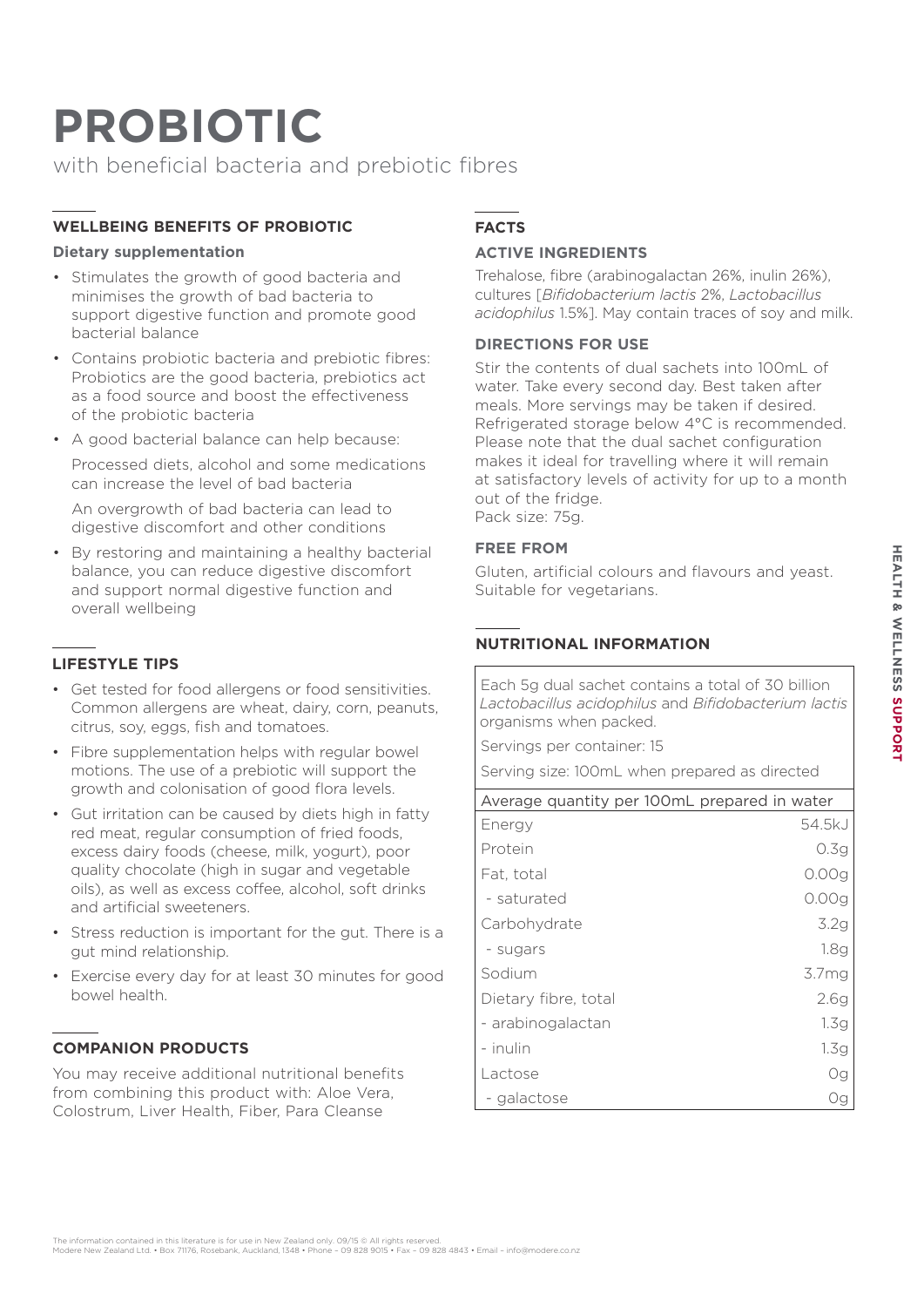# PROBIOTIC

with beneficial bacteria and prebiotic fibres

## WELLBEING BENEFITS OF PROBIOTIC

### Dietary supplementation

- Stimulates the growth of good bacteria and minimises the growth of bad bacteria to support digestive function and promote good bacterial balance
- Contains probiotic bacteria and prebiotic fibres: Probiotics are the good bacteria, prebiotics act as a food source and boost the effectiveness of the probiotic bacteria
- A good bacterial balance can help because:

  Processed diets, alcohol and some medications can increase the level of bad bacteria

  An overgrowth of bad bacteria can lead to digestive discomfort and other conditions
- By restoring and maintaining a healthy bacterial balance, you can reduce digestive discomfort and support normal digestive function and overall wellbeing

## LIFESTYLE TIPS

- Get tested for food allergens or food sensitivities. Common allergens are wheat, dairy, corn, peanuts, citrus, soy, eggs, fish and tomatoes.
- Fibre supplementation helps with regular bowel motions. The use of a prebiotic will support the growth and colonisation of good flora levels.
- Gut irritation can be caused by diets high in fatty red meat, regular consumption of fried foods, excess dairy foods (cheese, milk, yogurt), poor quality chocolate (high in sugar and vegetable oils), as well as excess coffee, alcohol, soft drinks and artificial sweeteners.
- Stress reduction is important for the gut. There is a gut mind relationship.
- Exercise every day for at least 30 minutes for good bowel health.

## COMPANION PRODUCTS

You may receive additional nutritional benefits from combining this product with: Aloe Vera, Colostrum, Liver Health, Fiber, Para Cleanse

## FACTS

### ACTIVE INGREDIENTS

Trehalose, fibre (arabinogalactan 26%, inulin 26%), cultures [*Bifidobacterium lactis* 2%, *Lactobacillus acidophilus* 1.5%]. May contain traces of soy and milk.

### DIRECTIONS FOR USE

Stir the contents of dual sachets into 100mL of water. Take every second day. Best taken after meals. More servings may be taken if desired. Refrigerated storage below 4°C is recommended. Please note that the dual sachet configuration makes it ideal for travelling where it will remain at satisfactory levels of activity for up to a month out of the fridge.
Pack size: 75g.

### FREE FROM

Gluten, artificial colours and flavours and yeast. Suitable for vegetarians.

## NUTRITIONAL INFORMATION

Each 5g dual sachet contains a total of 30 billion *Lactobacillus acidophilus* and *Bifidobacterium lactis* organisms when packed.

Servings per container: 15

Serving size: 100mL when prepared as directed

| Average quantity per 100mL prepared in water | |
|---|---|
| Energy | 54.5kJ |
| Protein | 0.3g |
| Fat, total | 0.00g |
| - saturated | 0.00g |
| Carbohydrate | 3.2g |
| - sugars | 1.8g |
| Sodium | 3.7mg |
| Dietary fibre, total | 2.6g |
| - arabinogalactan | 1.3g |
| - inulin | 1.3g |
| Lactose | 0g |
| - galactose | 0g |

HEALTH & WELLNESS SUPPORT

The information contained in this literature is for use in New Zealand only. 09/15 © All rights reserved.
Modere New Zealand Ltd. • Box 71176, Rosebank, Auckland, 1348 • Phone – 09 828 9015 • Fax – 09 828 4843 • Email – info@modere.co.nz